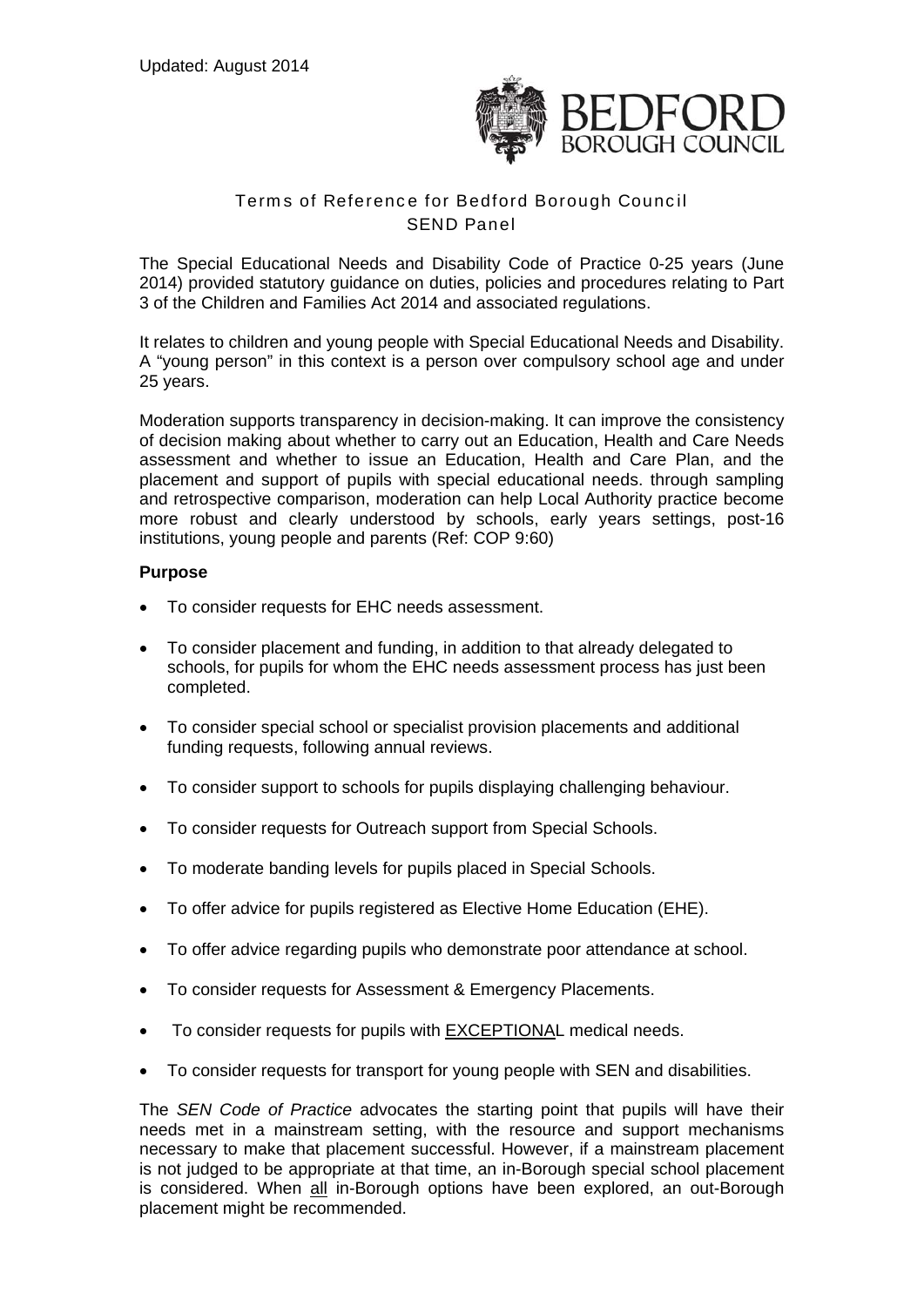Updated: August 2014

BEDFORD BOROUGH COUNCIL

# Terms of Reference for Bedford Borough Council SEND Panel

The Special Educational Needs and Disability Code of Practice 0-25 years (June 2014) provided statutory guidance on duties, policies and procedures relating to Part 3 of the Children and Families Act 2014 and associated regulations.

It relates to children and young people with Special Educational Needs and Disability. A "young person" in this context is a person over compulsory school age and under 25 years.

Moderation supports transparency in decision-making. It can improve the consistency of decision making about whether to carry out an Education, Health and Care Needs assessment and whether to issue an Education, Health and Care Plan, and the placement and support of pupils with special educational needs. through sampling and retrospective comparison, moderation can help Local Authority practice become more robust and clearly understood by schools, early years settings, post-16 institutions, young people and parents (Ref: COP 9:60)

**Purpose**

- To consider requests for EHC needs assessment.
- To consider placement and funding, in addition to that already delegated to schools, for pupils for whom the EHC needs assessment process has just been completed.
- To consider special school or specialist provision placements and additional funding requests, following annual reviews.
- To consider support to schools for pupils displaying challenging behaviour.
- To consider requests for Outreach support from Special Schools.
- To moderate banding levels for pupils placed in Special Schools.
- To offer advice for pupils registered as Elective Home Education (EHE).
- To offer advice regarding pupils who demonstrate poor attendance at school.
- To consider requests for Assessment & Emergency Placements.
- To consider requests for pupils with <u>EXCEPTIONAL</u> medical needs.
- To consider requests for transport for young people with SEN and disabilities.

The *SEN Code of Practice* advocates the starting point that pupils will have their needs met in a mainstream setting, with the resource and support mechanisms necessary to make that placement successful. However, if a mainstream placement is not judged to be appropriate at that time, an in-Borough special school placement is considered. When <u>all</u> in-Borough options have been explored, an out-Borough placement might be recommended.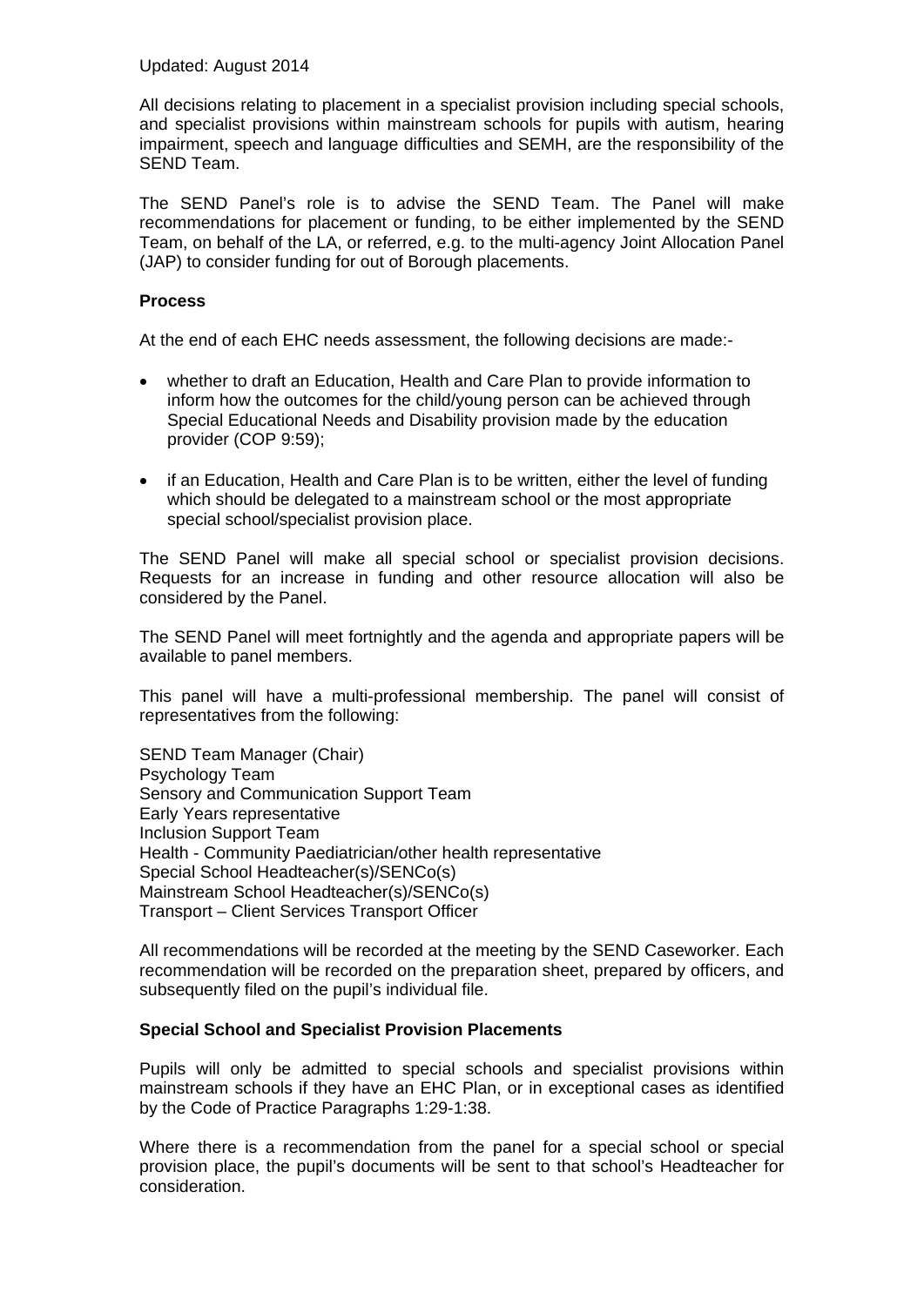Updated: August 2014

All decisions relating to placement in a specialist provision including special schools, and specialist provisions within mainstream schools for pupils with autism, hearing impairment, speech and language difficulties and SEMH, are the responsibility of the SEND Team.

The SEND Panel's role is to advise the SEND Team. The Panel will make recommendations for placement or funding, to be either implemented by the SEND Team, on behalf of the LA, or referred, e.g. to the multi-agency Joint Allocation Panel (JAP) to consider funding for out of Borough placements.

**Process**

At the end of each EHC needs assessment, the following decisions are made:-

- whether to draft an Education, Health and Care Plan to provide information to inform how the outcomes for the child/young person can be achieved through Special Educational Needs and Disability provision made by the education provider (COP 9:59);

- if an Education, Health and Care Plan is to be written, either the level of funding which should be delegated to a mainstream school or the most appropriate special school/specialist provision place.

The SEND Panel will make all special school or specialist provision decisions. Requests for an increase in funding and other resource allocation will also be considered by the Panel.

The SEND Panel will meet fortnightly and the agenda and appropriate papers will be available to panel members.

This panel will have a multi-professional membership. The panel will consist of representatives from the following:

SEND Team Manager (Chair)
Psychology Team
Sensory and Communication Support Team
Early Years representative
Inclusion Support Team
Health - Community Paediatrician/other health representative
Special School Headteacher(s)/SENCo(s)
Mainstream School Headteacher(s)/SENCo(s)
Transport – Client Services Transport Officer

All recommendations will be recorded at the meeting by the SEND Caseworker. Each recommendation will be recorded on the preparation sheet, prepared by officers, and subsequently filed on the pupil's individual file.

**Special School and Specialist Provision Placements**

Pupils will only be admitted to special schools and specialist provisions within mainstream schools if they have an EHC Plan, or in exceptional cases as identified by the Code of Practice Paragraphs 1:29-1:38.

Where there is a recommendation from the panel for a special school or special provision place, the pupil's documents will be sent to that school's Headteacher for consideration.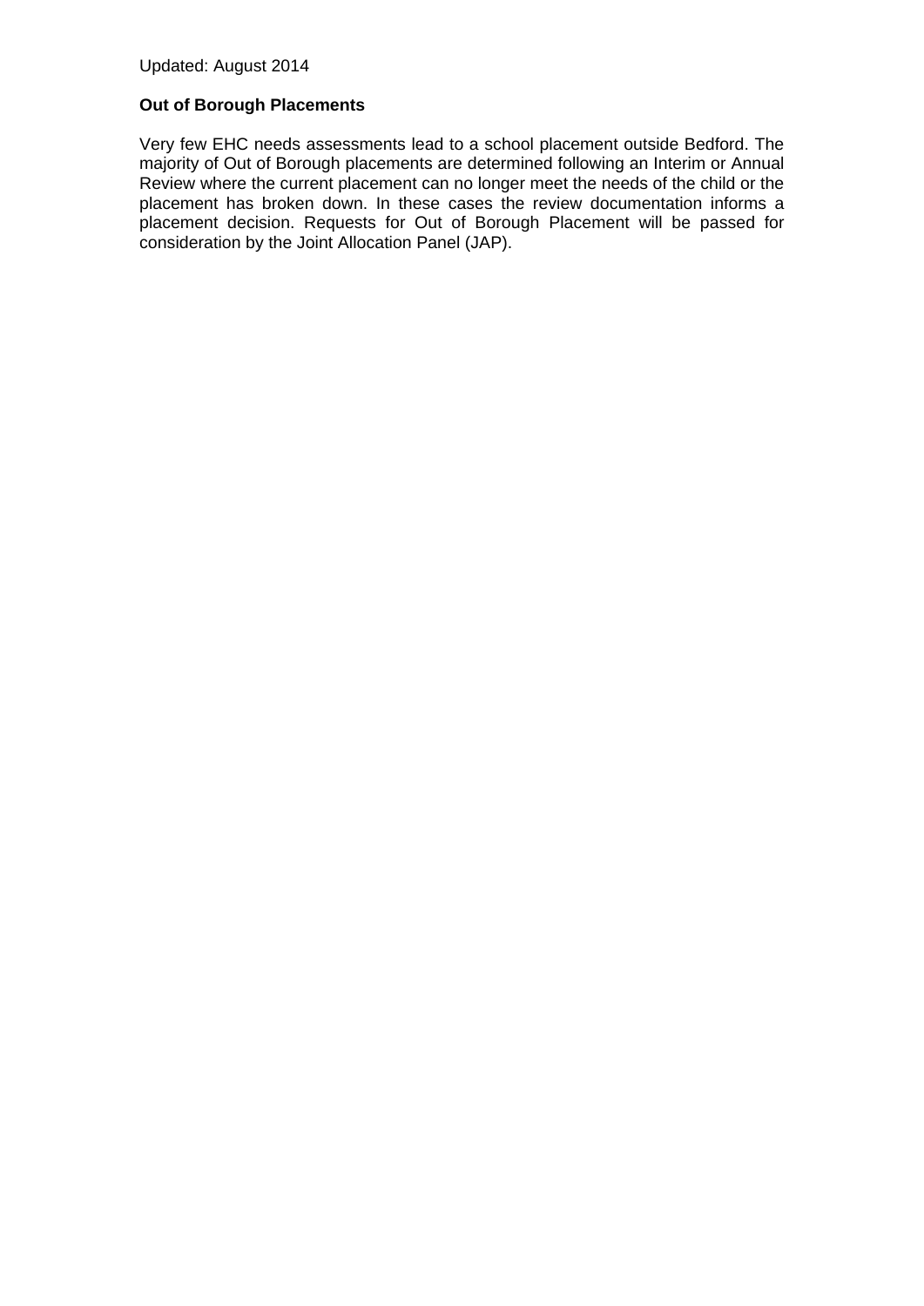Updated: August 2014

**Out of Borough Placements**

Very few EHC needs assessments lead to a school placement outside Bedford. The majority of Out of Borough placements are determined following an Interim or Annual Review where the current placement can no longer meet the needs of the child or the placement has broken down. In these cases the review documentation informs a placement decision. Requests for Out of Borough Placement will be passed for consideration by the Joint Allocation Panel (JAP).